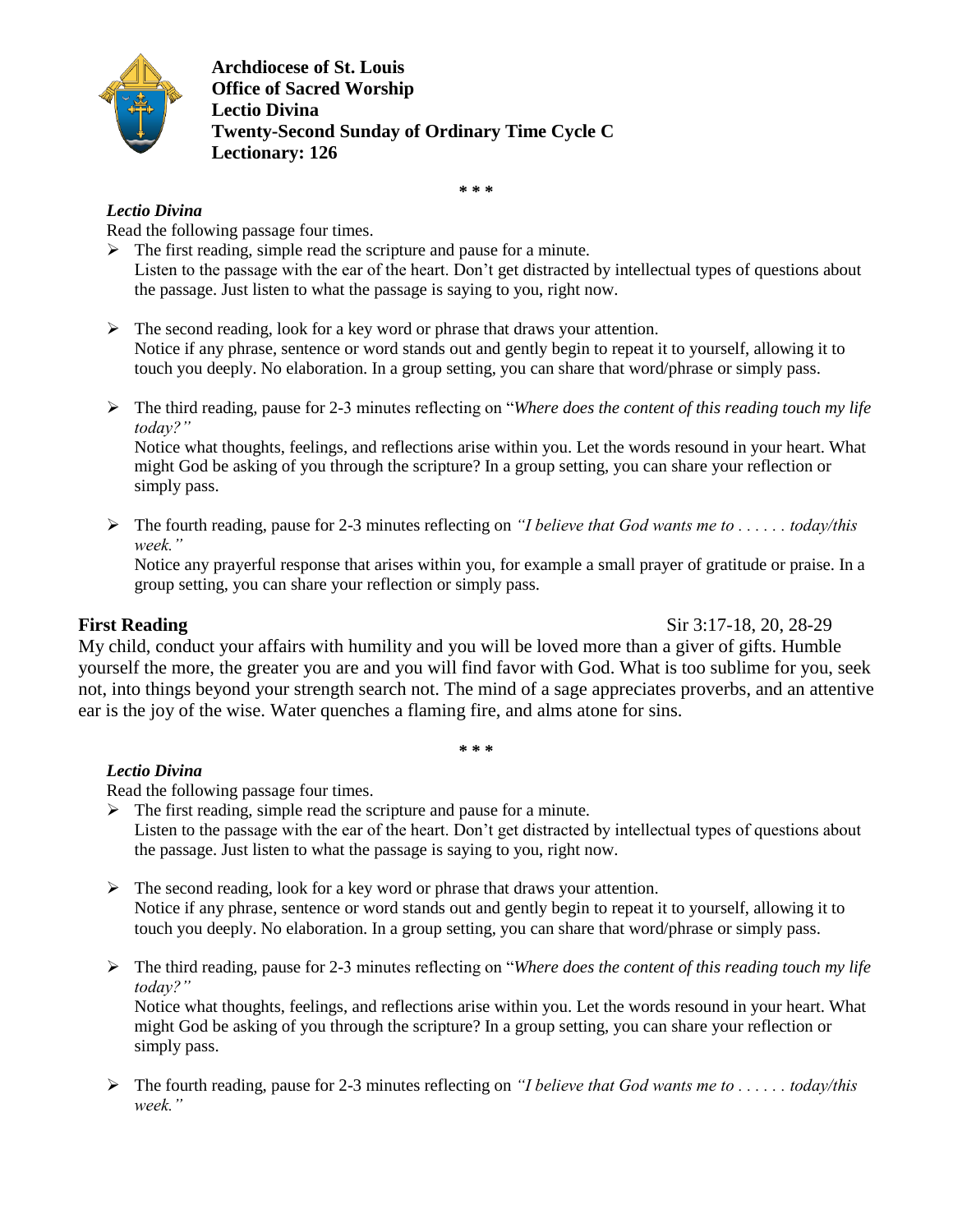**Archdiocese of St. Louis**
**Office of Sacred Worship**
**Lectio Divina**
**Twenty-Second Sunday of Ordinary Time Cycle C**
**Lectionary: 126**

\* \* \*

***Lectio Divina***

Read the following passage four times.

- The first reading, simple read the scripture and pause for a minute.
  Listen to the passage with the ear of the heart. Don't get distracted by intellectual types of questions about the passage. Just listen to what the passage is saying to you, right now.

- The second reading, look for a key word or phrase that draws your attention.
  Notice if any phrase, sentence or word stands out and gently begin to repeat it to yourself, allowing it to touch you deeply. No elaboration. In a group setting, you can share that word/phrase or simply pass.

- The third reading, pause for 2-3 minutes reflecting on "*Where does the content of this reading touch my life today?"*
  Notice what thoughts, feelings, and reflections arise within you. Let the words resound in your heart. What might God be asking of you through the scripture? In a group setting, you can share your reflection or simply pass.

- The fourth reading, pause for 2-3 minutes reflecting on *"I believe that God wants me to . . . . . . today/this week."*
  Notice any prayerful response that arises within you, for example a small prayer of gratitude or praise. In a group setting, you can share your reflection or simply pass.

**First Reading** Sir 3:17-18, 20, 28-29

My child, conduct your affairs with humility and you will be loved more than a giver of gifts. Humble yourself the more, the greater you are and you will find favor with God. What is too sublime for you, seek not, into things beyond your strength search not. The mind of a sage appreciates proverbs, and an attentive ear is the joy of the wise. Water quenches a flaming fire, and alms atone for sins.

\* \* \*

***Lectio Divina***

Read the following passage four times.

- The first reading, simple read the scripture and pause for a minute.
  Listen to the passage with the ear of the heart. Don't get distracted by intellectual types of questions about the passage. Just listen to what the passage is saying to you, right now.

- The second reading, look for a key word or phrase that draws your attention.
  Notice if any phrase, sentence or word stands out and gently begin to repeat it to yourself, allowing it to touch you deeply. No elaboration. In a group setting, you can share that word/phrase or simply pass.

- The third reading, pause for 2-3 minutes reflecting on "*Where does the content of this reading touch my life today?"*
  Notice what thoughts, feelings, and reflections arise within you. Let the words resound in your heart. What might God be asking of you through the scripture? In a group setting, you can share your reflection or simply pass.

- The fourth reading, pause for 2-3 minutes reflecting on *"I believe that God wants me to . . . . . . today/this week."*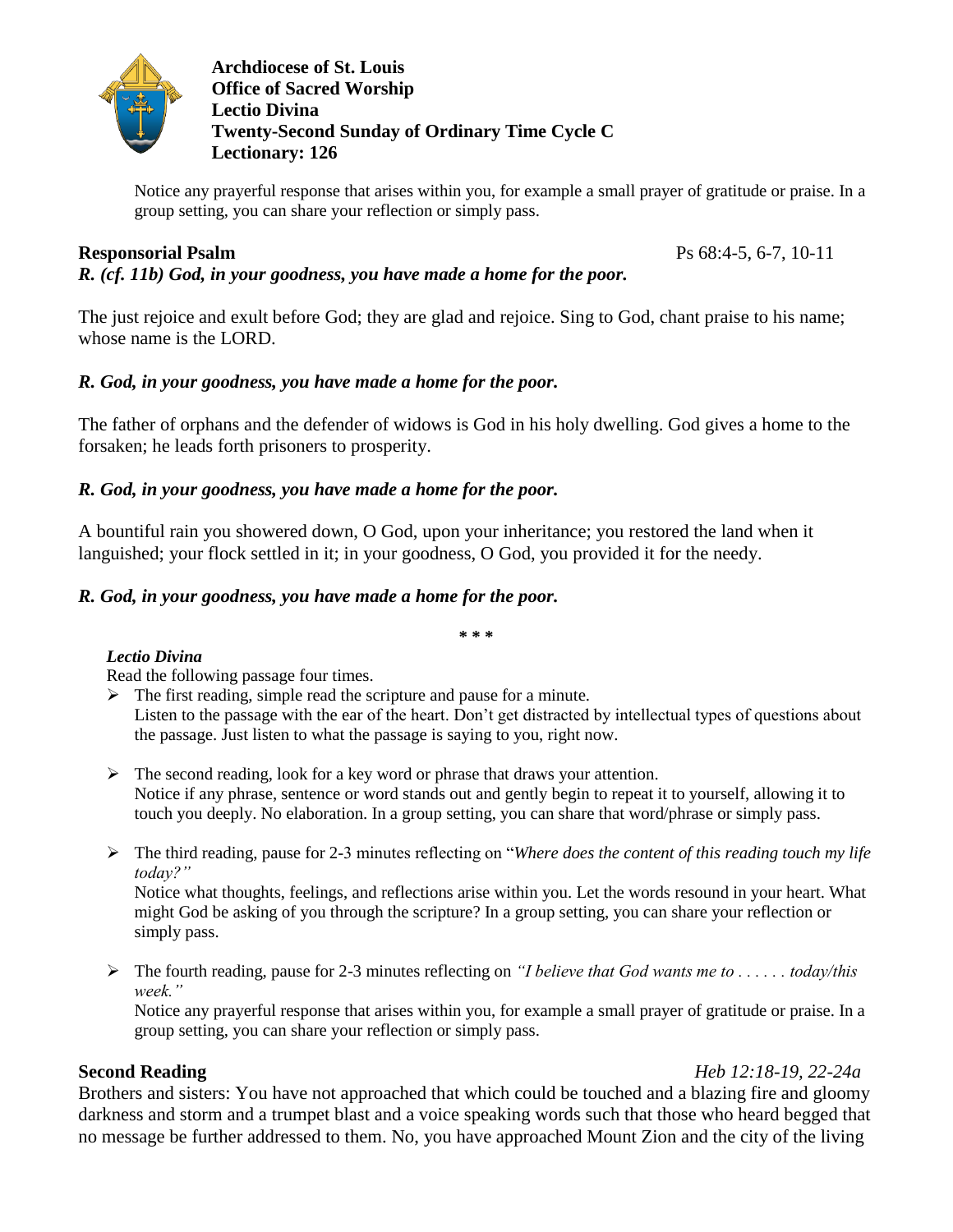**Archdiocese of St. Louis**
**Office of Sacred Worship**
**Lectio Divina**
**Twenty-Second Sunday of Ordinary Time Cycle C**
**Lectionary: 126**

Notice any prayerful response that arises within you, for example a small prayer of gratitude or praise. In a group setting, you can share your reflection or simply pass.

**Responsorial Psalm** Ps 68:4-5, 6-7, 10-11

***R. (cf. 11b) God, in your goodness, you have made a home for the poor.***

The just rejoice and exult before God; they are glad and rejoice. Sing to God, chant praise to his name; whose name is the LORD.

***R. God, in your goodness, you have made a home for the poor.***

The father of orphans and the defender of widows is God in his holy dwelling. God gives a home to the forsaken; he leads forth prisoners to prosperity.

***R. God, in your goodness, you have made a home for the poor.***

A bountiful rain you showered down, O God, upon your inheritance; you restored the land when it languished; your flock settled in it; in your goodness, O God, you provided it for the needy.

***R. God, in your goodness, you have made a home for the poor.***

\* \* \*

***Lectio Divina***

Read the following passage four times.

- The first reading, simple read the scripture and pause for a minute.
  Listen to the passage with the ear of the heart. Don't get distracted by intellectual types of questions about the passage. Just listen to what the passage is saying to you, right now.
- The second reading, look for a key word or phrase that draws your attention.
  Notice if any phrase, sentence or word stands out and gently begin to repeat it to yourself, allowing it to touch you deeply. No elaboration. In a group setting, you can share that word/phrase or simply pass.
- The third reading, pause for 2-3 minutes reflecting on "*Where does the content of this reading touch my life today?"*
  Notice what thoughts, feelings, and reflections arise within you. Let the words resound in your heart. What might God be asking of you through the scripture? In a group setting, you can share your reflection or simply pass.
- The fourth reading, pause for 2-3 minutes reflecting on *"I believe that God wants me to . . . . . . today/this week."*
  Notice any prayerful response that arises within you, for example a small prayer of gratitude or praise. In a group setting, you can share your reflection or simply pass.

**Second Reading** *Heb 12:18-19, 22-24a*

Brothers and sisters: You have not approached that which could be touched and a blazing fire and gloomy darkness and storm and a trumpet blast and a voice speaking words such that those who heard begged that no message be further addressed to them. No, you have approached Mount Zion and the city of the living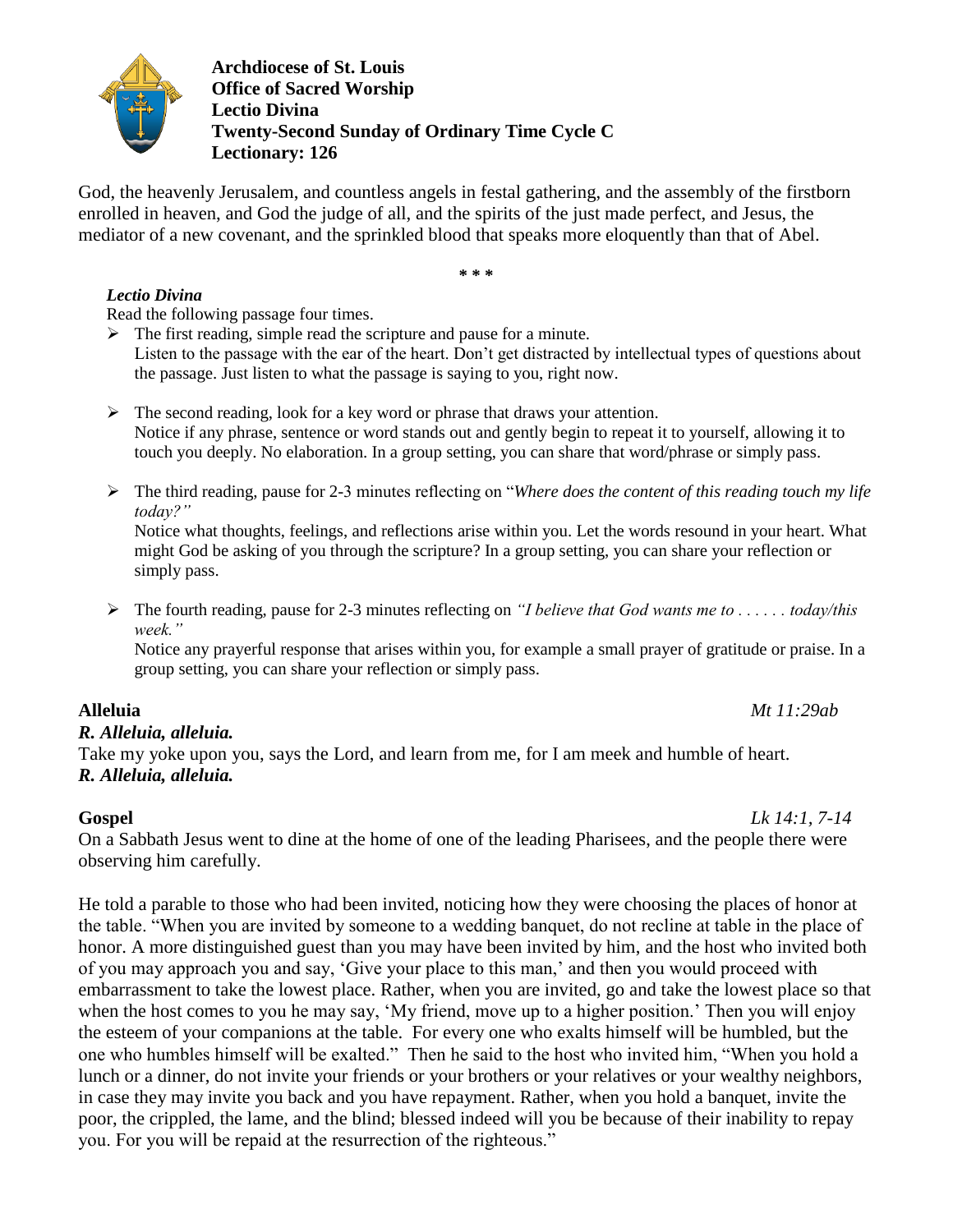**Archdiocese of St. Louis**
**Office of Sacred Worship**
**Lectio Divina**
**Twenty-Second Sunday of Ordinary Time Cycle C**
**Lectionary: 126**

God, the heavenly Jerusalem, and countless angels in festal gathering, and the assembly of the firstborn enrolled in heaven, and God the judge of all, and the spirits of the just made perfect, and Jesus, the mediator of a new covenant, and the sprinkled blood that speaks more eloquently than that of Abel.

\* \* \*

***Lectio Divina***

Read the following passage four times.

- The first reading, simple read the scripture and pause for a minute.
  Listen to the passage with the ear of the heart. Don't get distracted by intellectual types of questions about the passage. Just listen to what the passage is saying to you, right now.
- The second reading, look for a key word or phrase that draws your attention.
  Notice if any phrase, sentence or word stands out and gently begin to repeat it to yourself, allowing it to touch you deeply. No elaboration. In a group setting, you can share that word/phrase or simply pass.
- The third reading, pause for 2-3 minutes reflecting on "*Where does the content of this reading touch my life today?"*
  Notice what thoughts, feelings, and reflections arise within you. Let the words resound in your heart. What might God be asking of you through the scripture? In a group setting, you can share your reflection or simply pass.
- The fourth reading, pause for 2-3 minutes reflecting on *"I believe that God wants me to . . . . . . today/this week."*
  Notice any prayerful response that arises within you, for example a small prayer of gratitude or praise. In a group setting, you can share your reflection or simply pass.

**Alleluia** *Mt 11:29ab*

***R. Alleluia, alleluia.***
Take my yoke upon you, says the Lord, and learn from me, for I am meek and humble of heart.
***R. Alleluia, alleluia.***

**Gospel** *Lk 14:1, 7-14*

On a Sabbath Jesus went to dine at the home of one of the leading Pharisees, and the people there were observing him carefully.

He told a parable to those who had been invited, noticing how they were choosing the places of honor at the table. "When you are invited by someone to a wedding banquet, do not recline at table in the place of honor. A more distinguished guest than you may have been invited by him, and the host who invited both of you may approach you and say, 'Give your place to this man,' and then you would proceed with embarrassment to take the lowest place. Rather, when you are invited, go and take the lowest place so that when the host comes to you he may say, 'My friend, move up to a higher position.' Then you will enjoy the esteem of your companions at the table. For every one who exalts himself will be humbled, but the one who humbles himself will be exalted." Then he said to the host who invited him, "When you hold a lunch or a dinner, do not invite your friends or your brothers or your relatives or your wealthy neighbors, in case they may invite you back and you have repayment. Rather, when you hold a banquet, invite the poor, the crippled, the lame, and the blind; blessed indeed will you be because of their inability to repay you. For you will be repaid at the resurrection of the righteous."